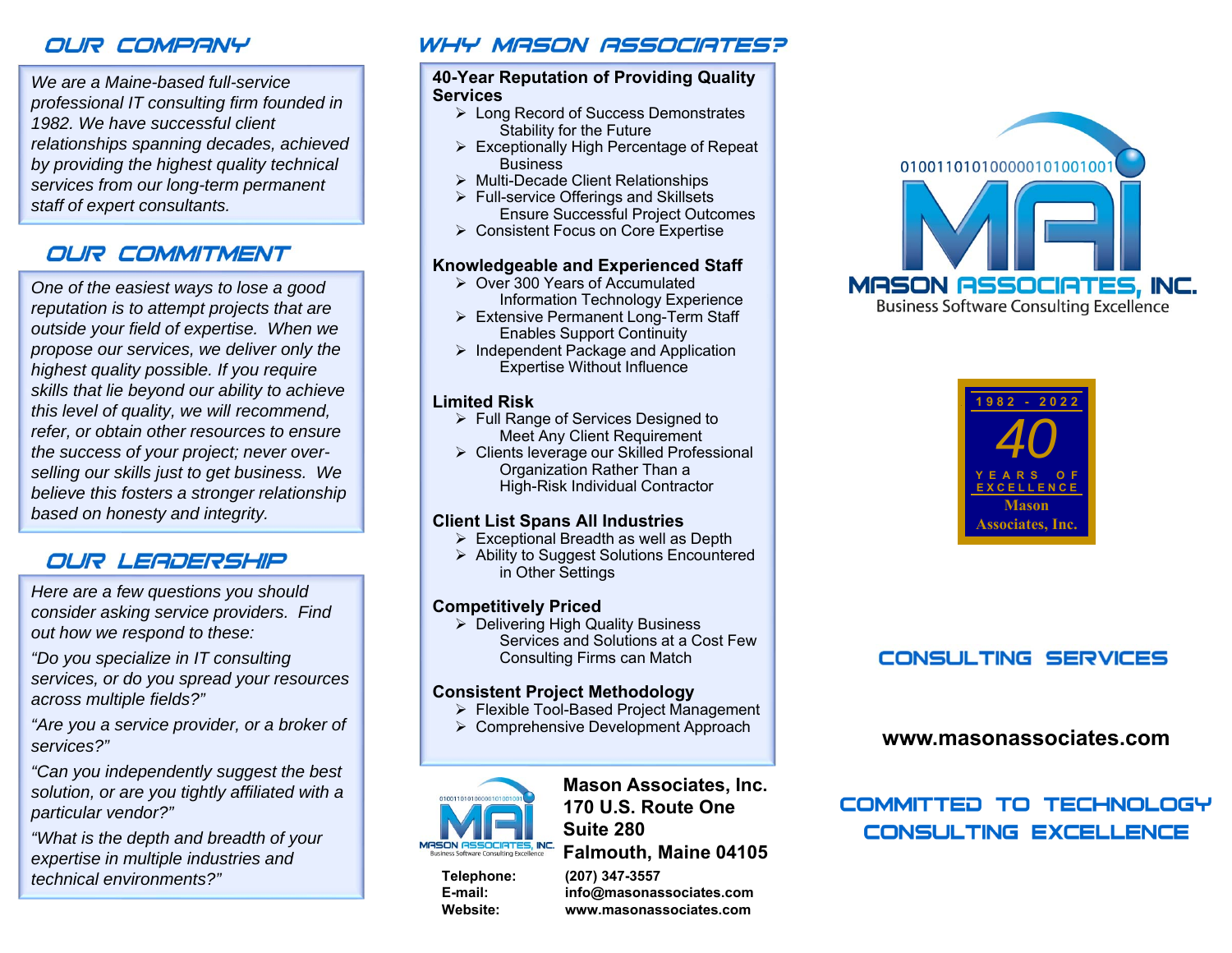## OUR COMPANY

*We are a Maine-based full-service professional IT consulting firm founded in 1982. We have successful client relationships spanning decades, achieved by providing the highest quality technical services from our long-term permanent staff of expert consultants.*

## OUR COMMITMENT

*One of the easiest ways to lose a good reputation is to attempt projects that are outside your field of expertise. When we propose our services, we deliver only the highest quality possible. If you require skills that lie beyond our ability to achieve this level of quality, we will recommend, refer, or obtain other resources to ensure the success of your project; never over-selling our skills just to get business. We believe this fosters a stronger relationship based on honesty and integrity.*

## OUR LEADERSHIP

*Here are a few questions you should consider asking service providers. Find out how we respond to these:*

*"Do you specialize in IT consulting services, or do you spread your resources across multiple fields?"*

*"Are you a service provider, or a broker of services?"*

*"Can you independently suggest the best solution, or are you tightly affiliated with a particular vendor?"*

*"What is the depth and breadth of your expertise in multiple industries and technical environments?"*

## WHY MASON ASSOCIATES?

**40-Year Reputation of Providing Quality Services**

- Long Record of Success Demonstrates Stability for the Future
- Exceptionally High Percentage of Repeat Business
- Multi-Decade Client Relationships
- Full-service Offerings and Skillsets Ensure Successful Project Outcomes
- Consistent Focus on Core Expertise

**Knowledgeable and Experienced Staff**

- Over 300 Years of Accumulated Information Technology Experience
- Extensive Permanent Long-Term Staff Enables Support Continuity
- Independent Package and Application Expertise Without Influence

**Limited Risk**

- Full Range of Services Designed to Meet Any Client Requirement
- Clients leverage our Skilled Professional Organization Rather Than a High-Risk Individual Contractor

**Client List Spans All Industries**

- Exceptional Breadth as well as Depth
- Ability to Suggest Solutions Encountered in Other Settings

**Competitively Priced**

- Delivering High Quality Business Services and Solutions at a Cost Few Consulting Firms can Match

**Consistent Project Methodology**

- Flexible Tool-Based Project Management
- Comprehensive Development Approach

MASON ASSOCIATES, INC.
Business Software Consulting Excellence

**Mason Associates, Inc.**
**170 U.S. Route One**
**Suite 280**
**Falmouth, Maine 04105**

| | |
|---|---|
| **Telephone:** | **(207) 347-3557** |
| **E-mail:** | **info@masonassociates.com** |
| **Website:** | **www.masonassociates.com** |

01001101010000010100100 1

MASON ASSOCIATES, INC.
Business Software Consulting Excellence

1982 - 2022
40
YEARS OF EXCELLENCE
Mason Associates, Inc.

## CONSULTING SERVICES

**www.masonassociates.com**

## COMMITTED TO TECHNOLOGY CONSULTING EXCELLENCE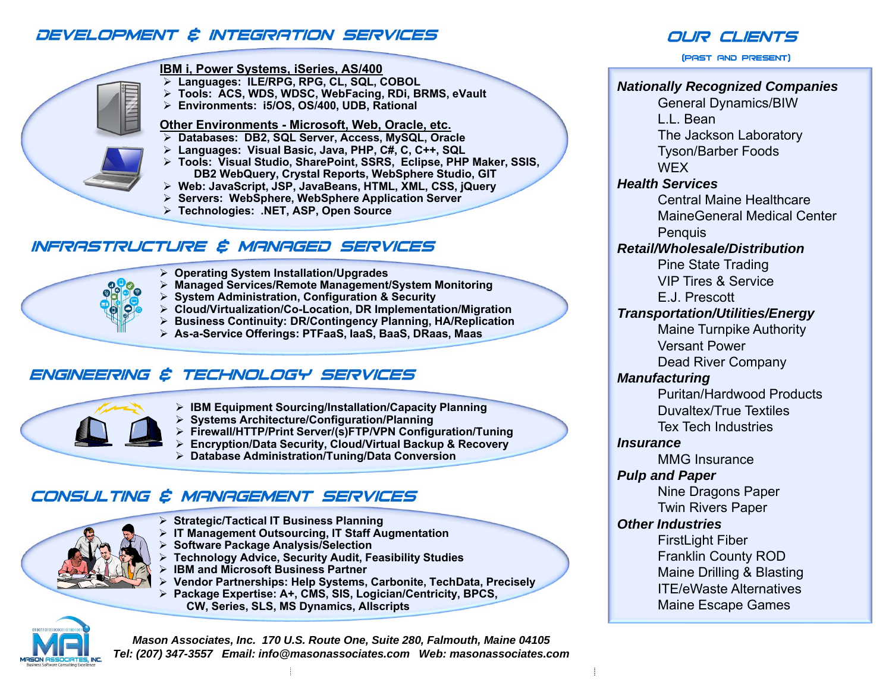## DEVELOPMENT & INTEGRATION SERVICES

**IBM i, Power Systems, iSeries, AS/400**

- **Languages: ILE/RPG, RPG, CL, SQL, COBOL**
- **Tools: ACS, WDS, WDSC, WebFacing, RDi, BRMS, eVault**
- **Environments: i5/OS, OS/400, UDB, Rational**

**Other Environments - Microsoft, Web, Oracle, etc.**

- **Databases: DB2, SQL Server, Access, MySQL, Oracle**
- **Languages: Visual Basic, Java, PHP, C#, C, C++, SQL**
- **Tools: Visual Studio, SharePoint, SSRS, Eclipse, PHP Maker, SSIS, DB2 WebQuery, Crystal Reports, WebSphere Studio, GIT**
- **Web: JavaScript, JSP, JavaBeans, HTML, XML, CSS, jQuery**
- **Servers: WebSphere, WebSphere Application Server**
- **Technologies: .NET, ASP, Open Source**

## INFRASTRUCTURE & MANAGED SERVICES

- **Operating System Installation/Upgrades**
- **Managed Services/Remote Management/System Monitoring**
- **System Administration, Configuration & Security**
- **Cloud/Virtualization/Co-Location, DR Implementation/Migration**
- **Business Continuity: DR/Contingency Planning, HA/Replication**
- **As-a-Service Offerings: PTFaaS, IaaS, BaaS, DRaas, Maas**

## ENGINEERING & TECHNOLOGY SERVICES

- **IBM Equipment Sourcing/Installation/Capacity Planning**
- **Systems Architecture/Configuration/Planning**
- **Firewall/HTTP/Print Server/(s)FTP/VPN Configuration/Tuning**
- **Encryption/Data Security, Cloud/Virtual Backup & Recovery**
- **Database Administration/Tuning/Data Conversion**

## CONSULTING & MANAGEMENT SERVICES

- **Strategic/Tactical IT Business Planning**
- **IT Management Outsourcing, IT Staff Augmentation**
- **Software Package Analysis/Selection**
- **Technology Advice, Security Audit, Feasibility Studies**
- **IBM and Microsoft Business Partner**
- **Vendor Partnerships: Help Systems, Carbonite, TechData, Precisely**
- **Package Expertise: A+, CMS, SIS, Logician/Centricity, BPCS, CW, Series, SLS, MS Dynamics, Allscripts**

MASON ASSOCIATES, INC.
Business Software Consulting Excellence

***Mason Associates, Inc. 170 U.S. Route One, Suite 280, Falmouth, Maine 04105***
***Tel: (207) 347-3557 Email: info@masonassociates.com Web: masonassociates.com***

## OUR CLIENTS

(PAST AND PRESENT)

***Nationally Recognized Companies***
- General Dynamics/BIW
- L.L. Bean
- The Jackson Laboratory
- Tyson/Barber Foods
- WEX

***Health Services***
- Central Maine Healthcare
- MaineGeneral Medical Center
- Penquis

***Retail/Wholesale/Distribution***
- Pine State Trading
- VIP Tires & Service
- E.J. Prescott

***Transportation/Utilities/Energy***
- Maine Turnpike Authority
- Versant Power
- Dead River Company

***Manufacturing***
- Puritan/Hardwood Products
- Duvaltex/True Textiles
- Tex Tech Industries

***Insurance***
- MMG Insurance

***Pulp and Paper***
- Nine Dragons Paper
- Twin Rivers Paper

***Other Industries***
- FirstLight Fiber
- Franklin County ROD
- Maine Drilling & Blasting
- ITE/eWaste Alternatives
- Maine Escape Games